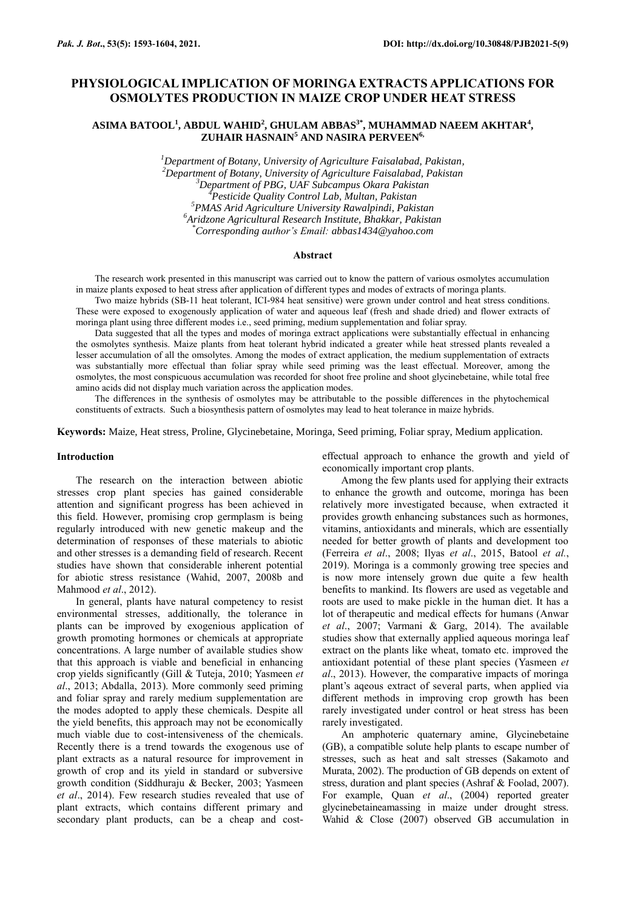# PHYSIOLOGICAL IMPLICATION OF MORINGA EXTRACTS APPLICATIONS FOR OSMOLYTES PRODUCTION IN MAIZE CROP UNDER HEAT STRESS

**ASIMA BATOOL[1], ABDUL WAHID[2], GHULAM ABBAS[3*], MUHAMMAD NAEEM AKHTAR[4], ZUHAIR HASNAIN[5] AND NASIRA PERVEEN[6,]**

*[1]Department of Botany, University of Agriculture Faisalabad, Pakistan,*
*[2]Department of Botany, University of Agriculture Faisalabad, Pakistan*
*[3]Department of PBG, UAF Subcampus Okara Pakistan*
*[4]Pesticide Quality Control Lab, Multan, Pakistan*
*[5]PMAS Arid Agriculture University Rawalpindi, Pakistan*
*[6]Aridzone Agricultural Research Institute, Bhakkar, Pakistan*
*[*]Corresponding author's Email: abbas1434@yahoo.com*

## Abstract

The research work presented in this manuscript was carried out to know the pattern of various osmolytes accumulation in maize plants exposed to heat stress after application of different types and modes of extracts of moringa plants.

Two maize hybrids (SB-11 heat tolerant, ICI-984 heat sensitive) were grown under control and heat stress conditions. These were exposed to exogenously application of water and aqueous leaf (fresh and shade dried) and flower extracts of moringa plant using three different modes i.e., seed priming, medium supplementation and foliar spray.

Data suggested that all the types and modes of moringa extract applications were substantially effectual in enhancing the osmolytes synthesis. Maize plants from heat tolerant hybrid indicated a greater while heat stressed plants revealed a lesser accumulation of all the omsolytes. Among the modes of extract application, the medium supplementation of extracts was substantially more effectual than foliar spray while seed priming was the least effectual. Moreover, among the osmolytes, the most conspicuous accumulation was recorded for shoot free proline and shoot glycinebetaine, while total free amino acids did not display much variation across the application modes.

The differences in the synthesis of osmolytes may be attributable to the possible differences in the phytochemical constituents of extracts. Such a biosynthesis pattern of osmolytes may lead to heat tolerance in maize hybrids.

**Keywords:** Maize, Heat stress, Proline, Glycinebetaine, Moringa, Seed priming, Foliar spray, Medium application.

## Introduction

The research on the interaction between abiotic stresses crop plant species has gained considerable attention and significant progress has been achieved in this field. However, promising crop germplasm is being regularly introduced with new genetic makeup and the determination of responses of these materials to abiotic and other stresses is a demanding field of research. Recent studies have shown that considerable inherent potential for abiotic stress resistance (Wahid, 2007, 2008b and Mahmood *et al*., 2012).

In general, plants have natural competency to resist environmental stresses, additionally, the tolerance in plants can be improved by exogenious application of growth promoting hormones or chemicals at appropriate concentrations. A large number of available studies show that this approach is viable and beneficial in enhancing crop yields significantly (Gill & Tuteja, 2010; Yasmeen *et al*., 2013; Abdalla, 2013). More commonly seed priming and foliar spray and rarely medium supplementation are the modes adopted to apply these chemicals. Despite all the yield benefits, this approach may not be economically much viable due to cost-intensiveness of the chemicals. Recently there is a trend towards the exogenous use of plant extracts as a natural resource for improvement in growth of crop and its yield in standard or subversive growth condition (Siddhuraju & Becker, 2003; Yasmeen *et al*., 2014). Few research studies revealed that use of plant extracts, which contains different primary and secondary plant products, can be a cheap and cost-effectual approach to enhance the growth and yield of economically important crop plants.

Among the few plants used for applying their extracts to enhance the growth and outcome, moringa has been relatively more investigated because, when extracted it provides growth enhancing substances such as hormones, vitamins, antioxidants and minerals, which are essentially needed for better growth of plants and development too (Ferreira *et al*., 2008; Ilyas *et al*., 2015, Batool *et al.*, 2019). Moringa is a commonly growing tree species and is now more intensely grown due quite a few health benefits to mankind. Its flowers are used as vegetable and roots are used to make pickle in the human diet. It has a lot of therapeutic and medical effects for humans (Anwar *et al*., 2007; Varmani & Garg, 2014). The available studies show that externally applied aqueous moringa leaf extract on the plants like wheat, tomato etc. improved the antioxidant potential of these plant species (Yasmeen *et al*., 2013). However, the comparative impacts of moringa plant's aqeous extract of several parts, when applied via different methods in improving crop growth has been rarely investigated under control or heat stress has been rarely investigated.

An amphoteric quaternary amine, Glycinebetaine (GB), a compatible solute help plants to escape number of stresses, such as heat and salt stresses (Sakamoto and Murata, 2002). The production of GB depends on extent of stress, duration and plant species (Ashraf & Foolad, 2007). For example, Quan *et al*., (2004) reported greater glycinebetaineamassing in maize under drought stress. Wahid & Close (2007) observed GB accumulation in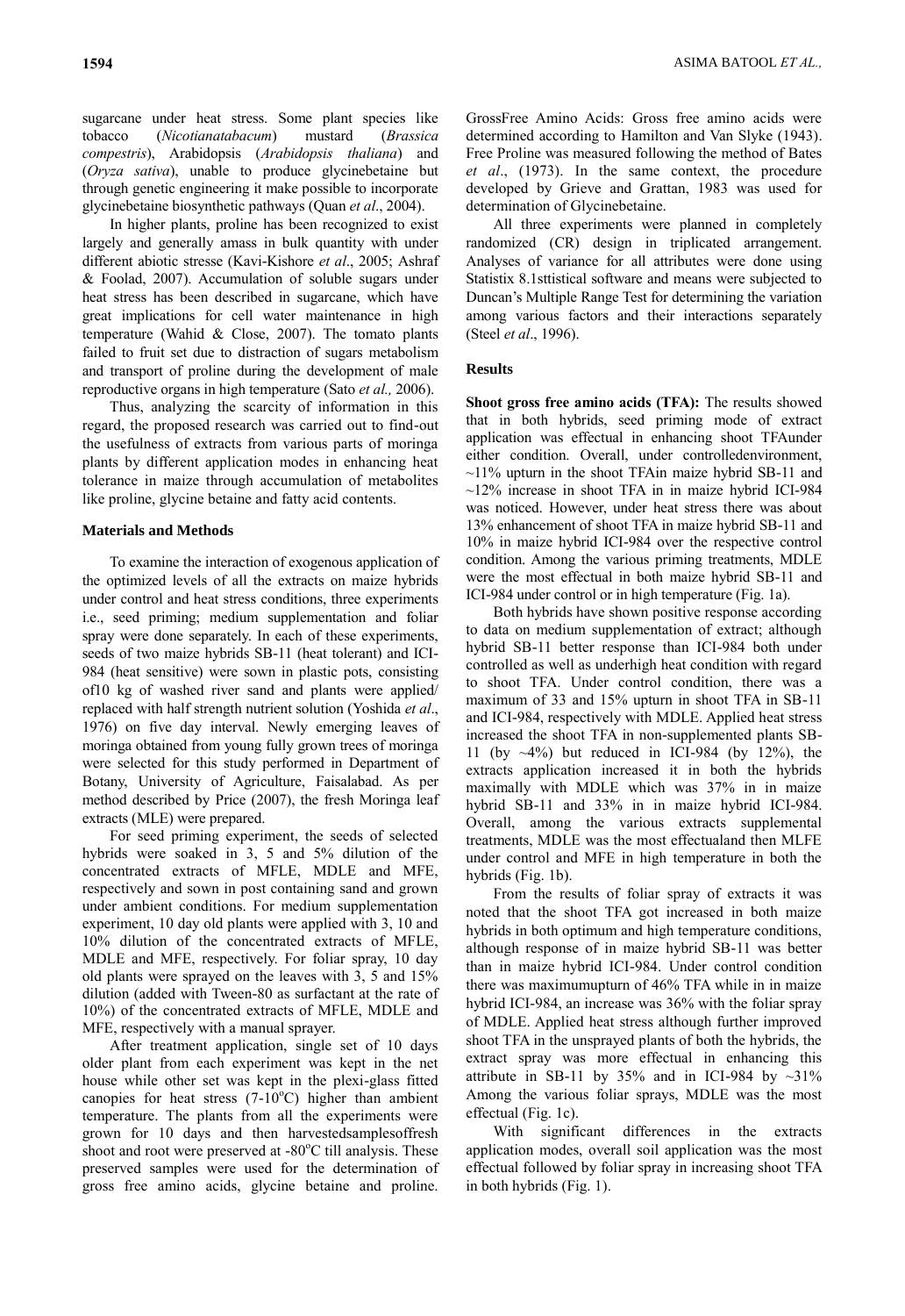sugarcane under heat stress. Some plant species like tobacco (*Nicotianatabacum*) mustard (*Brassica compestris*), Arabidopsis (*Arabidopsis thaliana*) and (*Oryza sativa*), unable to produce glycinebetaine but through genetic engineering it make possible to incorporate glycinebetaine biosynthetic pathways (Quan *et al*., 2004).

In higher plants, proline has been recognized to exist largely and generally amass in bulk quantity with under different abiotic stresse (Kavi-Kishore *et al*., 2005; Ashraf & Foolad, 2007). Accumulation of soluble sugars under heat stress has been described in sugarcane, which have great implications for cell water maintenance in high temperature (Wahid & Close, 2007). The tomato plants failed to fruit set due to distraction of sugars metabolism and transport of proline during the development of male reproductive organs in high temperature (Sato *et al.,* 2006).

Thus, analyzing the scarcity of information in this regard, the proposed research was carried out to find-out the usefulness of extracts from various parts of moringa plants by different application modes in enhancing heat tolerance in maize through accumulation of metabolites like proline, glycine betaine and fatty acid contents.

## Materials and Methods

To examine the interaction of exogenous application of the optimized levels of all the extracts on maize hybrids under control and heat stress conditions, three experiments i.e., seed priming; medium supplementation and foliar spray were done separately. In each of these experiments, seeds of two maize hybrids SB-11 (heat tolerant) and ICI-984 (heat sensitive) were sown in plastic pots, consisting of10 kg of washed river sand and plants were applied/ replaced with half strength nutrient solution (Yoshida *et al*., 1976) on five day interval. Newly emerging leaves of moringa obtained from young fully grown trees of moringa were selected for this study performed in Department of Botany, University of Agriculture, Faisalabad. As per method described by Price (2007), the fresh Moringa leaf extracts (MLE) were prepared.

For seed priming experiment, the seeds of selected hybrids were soaked in 3, 5 and 5% dilution of the concentrated extracts of MFLE, MDLE and MFE, respectively and sown in post containing sand and grown under ambient conditions. For medium supplementation experiment, 10 day old plants were applied with 3, 10 and 10% dilution of the concentrated extracts of MFLE, MDLE and MFE, respectively. For foliar spray, 10 day old plants were sprayed on the leaves with 3, 5 and 15% dilution (added with Tween-80 as surfactant at the rate of 10%) of the concentrated extracts of MFLE, MDLE and MFE, respectively with a manual sprayer.

After treatment application, single set of 10 days older plant from each experiment was kept in the net house while other set was kept in the plexi-glass fitted canopies for heat stress (7-10$^{o}$C) higher than ambient temperature. The plants from all the experiments were grown for 10 days and then harvestedsamplesoffresh shoot and root were preserved at -80$^{o}$C till analysis. These preserved samples were used for the determination of gross free amino acids, glycine betaine and proline.

GrossFree Amino Acids: Gross free amino acids were determined according to Hamilton and Van Slyke (1943). Free Proline was measured following the method of Bates *et al*., (1973). In the same context, the procedure developed by Grieve and Grattan, 1983 was used for determination of Glycinebetaine.

All three experiments were planned in completely randomized (CR) design in triplicated arrangement. Analyses of variance for all attributes were done using Statistix 8.1sttistical software and means were subjected to Duncan's Multiple Range Test for determining the variation among various factors and their interactions separately (Steel *et al*., 1996).

## Results

**Shoot gross free amino acids (TFA):** The results showed that in both hybrids, seed priming mode of extract application was effectual in enhancing shoot TFAunder either condition. Overall, under controlledenvironment, ~11% upturn in the shoot TFAin maize hybrid SB-11 and ~12% increase in shoot TFA in in maize hybrid ICI-984 was noticed. However, under heat stress there was about 13% enhancement of shoot TFA in maize hybrid SB-11 and 10% in maize hybrid ICI-984 over the respective control condition. Among the various priming treatments, MDLE were the most effectual in both maize hybrid SB-11 and ICI-984 under control or in high temperature (Fig. 1a).

Both hybrids have shown positive response according to data on medium supplementation of extract; although hybrid SB-11 better response than ICI-984 both under controlled as well as underhigh heat condition with regard to shoot TFA. Under control condition, there was a maximum of 33 and 15% upturn in shoot TFA in SB-11 and ICI-984, respectively with MDLE. Applied heat stress increased the shoot TFA in non-supplemented plants SB-11 (by ~4%) but reduced in ICI-984 (by 12%), the extracts application increased it in both the hybrids maximally with MDLE which was 37% in in maize hybrid SB-11 and 33% in in maize hybrid ICI-984. Overall, among the various extracts supplemental treatments, MDLE was the most effectualand then MLFE under control and MFE in high temperature in both the hybrids (Fig. 1b).

From the results of foliar spray of extracts it was noted that the shoot TFA got increased in both maize hybrids in both optimum and high temperature conditions, although response of in maize hybrid SB-11 was better than in maize hybrid ICI-984. Under control condition there was maximumupturn of 46% TFA while in in maize hybrid ICI-984, an increase was 36% with the foliar spray of MDLE. Applied heat stress although further improved shoot TFA in the unsprayed plants of both the hybrids, the extract spray was more effectual in enhancing this attribute in SB-11 by 35% and in ICI-984 by ~31% Among the various foliar sprays, MDLE was the most effectual (Fig. 1c).

With significant differences in the extracts application modes, overall soil application was the most effectual followed by foliar spray in increasing shoot TFA in both hybrids (Fig. 1).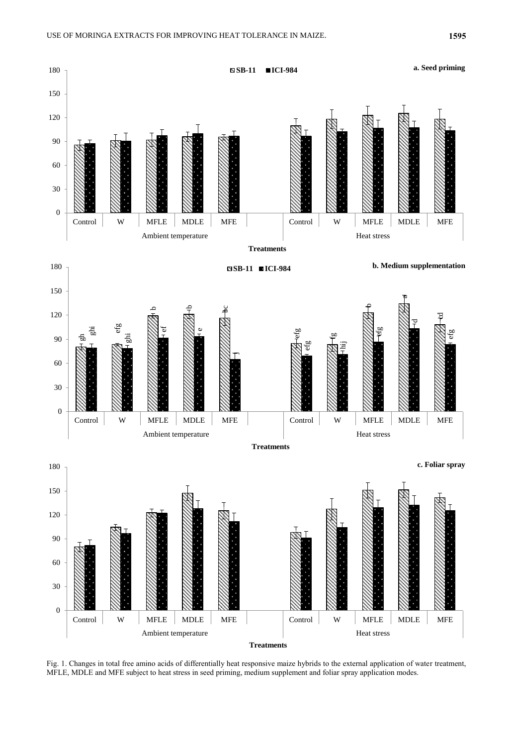Fig. 1. Changes in total free amino acids of differentially heat responsive maize hybrids to the external application of water treatment, MFLE, MDLE and MFE subject to heat stress in seed priming, medium supplement and foliar spray application modes.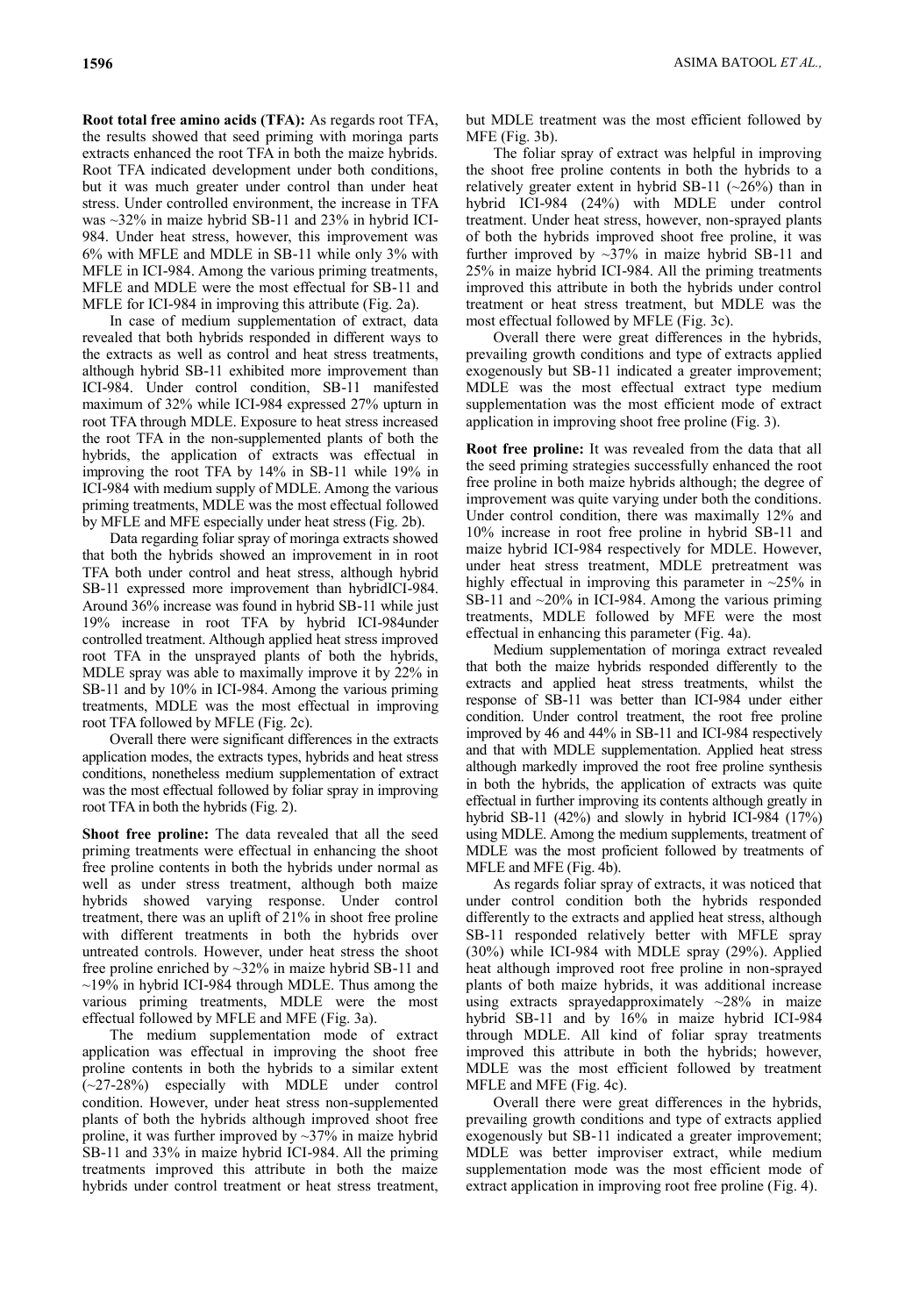**Root total free amino acids (TFA):** As regards root TFA, the results showed that seed priming with moringa parts extracts enhanced the root TFA in both the maize hybrids. Root TFA indicated development under both conditions, but it was much greater under control than under heat stress. Under controlled environment, the increase in TFA was ~32% in maize hybrid SB-11 and 23% in hybrid ICI-984. Under heat stress, however, this improvement was 6% with MFLE and MDLE in SB-11 while only 3% with MFLE in ICI-984. Among the various priming treatments, MFLE and MDLE were the most effectual for SB-11 and MFLE for ICI-984 in improving this attribute (Fig. 2a).

In case of medium supplementation of extract, data revealed that both hybrids responded in different ways to the extracts as well as control and heat stress treatments, although hybrid SB-11 exhibited more improvement than ICI-984. Under control condition, SB-11 manifested maximum of 32% while ICI-984 expressed 27% upturn in root TFA through MDLE. Exposure to heat stress increased the root TFA in the non-supplemented plants of both the hybrids, the application of extracts was effectual in improving the root TFA by 14% in SB-11 while 19% in ICI-984 with medium supply of MDLE. Among the various priming treatments, MDLE was the most effectual followed by MFLE and MFE especially under heat stress (Fig. 2b).

Data regarding foliar spray of moringa extracts showed that both the hybrids showed an improvement in in root TFA both under control and heat stress, although hybrid SB-11 expressed more improvement than hybridICI-984. Around 36% increase was found in hybrid SB-11 while just 19% increase in root TFA by hybrid ICI-984under controlled treatment. Although applied heat stress improved root TFA in the unsprayed plants of both the hybrids, MDLE spray was able to maximally improve it by 22% in SB-11 and by 10% in ICI-984. Among the various priming treatments, MDLE was the most effectual in improving root TFA followed by MFLE (Fig. 2c).

Overall there were significant differences in the extracts application modes, the extracts types, hybrids and heat stress conditions, nonetheless medium supplementation of extract was the most effectual followed by foliar spray in improving root TFA in both the hybrids (Fig. 2).

**Shoot free proline:** The data revealed that all the seed priming treatments were effectual in enhancing the shoot free proline contents in both the hybrids under normal as well as under stress treatment, although both maize hybrids showed varying response. Under control treatment, there was an uplift of 21% in shoot free proline with different treatments in both the hybrids over untreated controls. However, under heat stress the shoot free proline enriched by ~32% in maize hybrid SB-11 and ~19% in hybrid ICI-984 through MDLE. Thus among the various priming treatments, MDLE were the most effectual followed by MFLE and MFE (Fig. 3a).

The medium supplementation mode of extract application was effectual in improving the shoot free proline contents in both the hybrids to a similar extent (~27-28%) especially with MDLE under control condition. However, under heat stress non-supplemented plants of both the hybrids although improved shoot free proline, it was further improved by ~37% in maize hybrid SB-11 and 33% in maize hybrid ICI-984. All the priming treatments improved this attribute in both the maize hybrids under control treatment or heat stress treatment, but MDLE treatment was the most efficient followed by MFE (Fig. 3b).

The foliar spray of extract was helpful in improving the shoot free proline contents in both the hybrids to a relatively greater extent in hybrid SB-11 (~26%) than in hybrid ICI-984 (24%) with MDLE under control treatment. Under heat stress, however, non-sprayed plants of both the hybrids improved shoot free proline, it was further improved by ~37% in maize hybrid SB-11 and 25% in maize hybrid ICI-984. All the priming treatments improved this attribute in both the hybrids under control treatment or heat stress treatment, but MDLE was the most effectual followed by MFLE (Fig. 3c).

Overall there were great differences in the hybrids, prevailing growth conditions and type of extracts applied exogenously but SB-11 indicated a greater improvement; MDLE was the most effectual extract type medium supplementation was the most efficient mode of extract application in improving shoot free proline (Fig. 3).

**Root free proline:** It was revealed from the data that all the seed priming strategies successfully enhanced the root free proline in both maize hybrids although; the degree of improvement was quite varying under both the conditions. Under control condition, there was maximally 12% and 10% increase in root free proline in hybrid SB-11 and maize hybrid ICI-984 respectively for MDLE. However, under heat stress treatment, MDLE pretreatment was highly effectual in improving this parameter in ~25% in SB-11 and ~20% in ICI-984. Among the various priming treatments, MDLE followed by MFE were the most effectual in enhancing this parameter (Fig. 4a).

Medium supplementation of moringa extract revealed that both the maize hybrids responded differently to the extracts and applied heat stress treatments, whilst the response of SB-11 was better than ICI-984 under either condition. Under control treatment, the root free proline improved by 46 and 44% in SB-11 and ICI-984 respectively and that with MDLE supplementation. Applied heat stress although markedly improved the root free proline synthesis in both the hybrids, the application of extracts was quite effectual in further improving its contents although greatly in hybrid SB-11 (42%) and slowly in hybrid ICI-984 (17%) using MDLE. Among the medium supplements, treatment of MDLE was the most proficient followed by treatments of MFLE and MFE (Fig. 4b).

As regards foliar spray of extracts, it was noticed that under control condition both the hybrids responded differently to the extracts and applied heat stress, although SB-11 responded relatively better with MFLE spray (30%) while ICI-984 with MDLE spray (29%). Applied heat although improved root free proline in non-sprayed plants of both maize hybrids, it was additional increase using extracts sprayedapproximately ~28% in maize hybrid SB-11 and by 16% in maize hybrid ICI-984 through MDLE. All kind of foliar spray treatments improved this attribute in both the hybrids; however, MDLE was the most efficient followed by treatment MFLE and MFE (Fig. 4c).

Overall there were great differences in the hybrids, prevailing growth conditions and type of extracts applied exogenously but SB-11 indicated a greater improvement; MDLE was better improviser extract, while medium supplementation mode was the most efficient mode of extract application in improving root free proline (Fig. 4).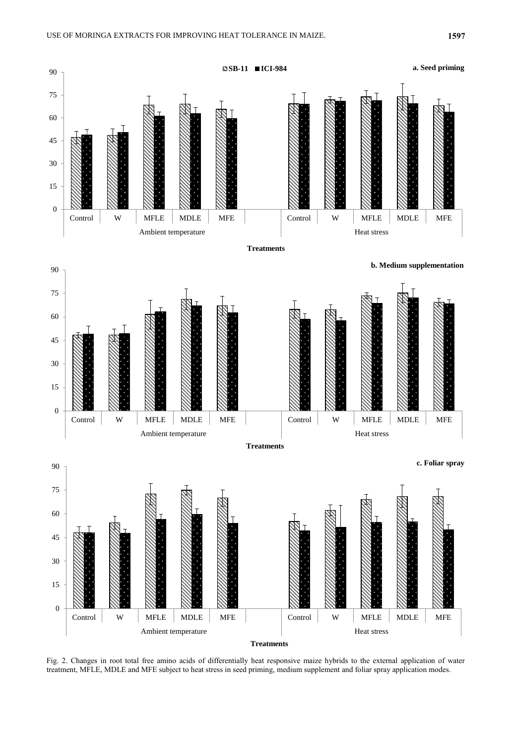Fig. 2. Changes in root total free amino acids of differentially heat responsive maize hybrids to the external application of water treatment, MFLE, MDLE and MFE subject to heat stress in seed priming, medium supplement and foliar spray application modes.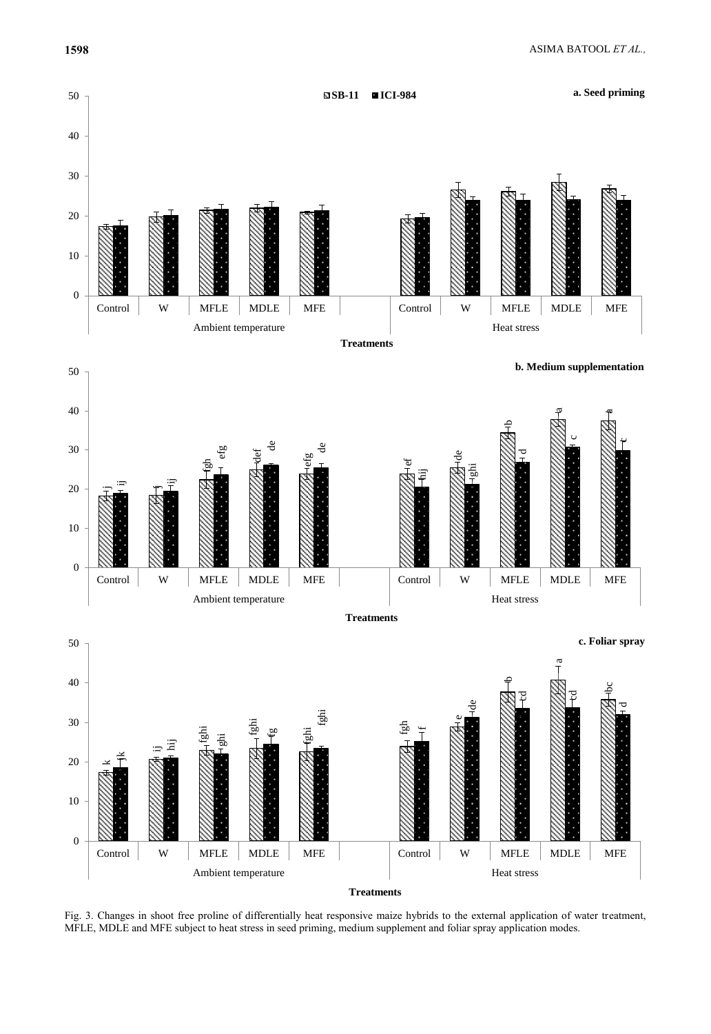Fig. 3. Changes in shoot free proline of differentially heat responsive maize hybrids to the external application of water treatment, MFLE, MDLE and MFE subject to heat stress in seed priming, medium supplement and foliar spray application modes.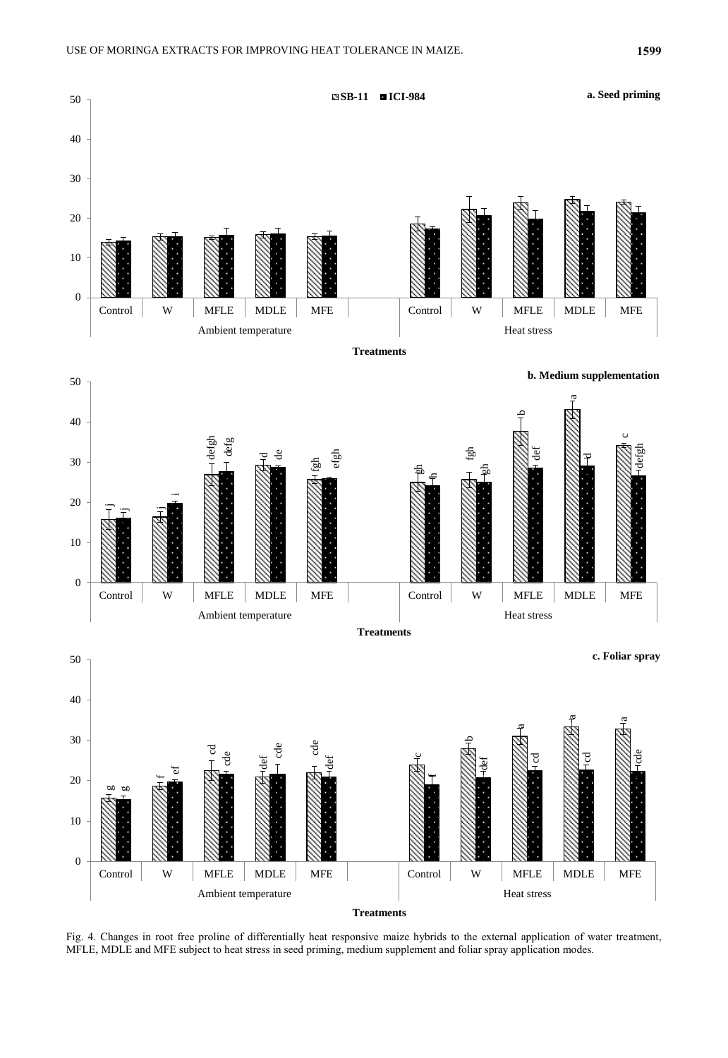Fig. 4. Changes in root free proline of differentially heat responsive maize hybrids to the external application of water treatment, MFLE, MDLE and MFE subject to heat stress in seed priming, medium supplement and foliar spray application modes.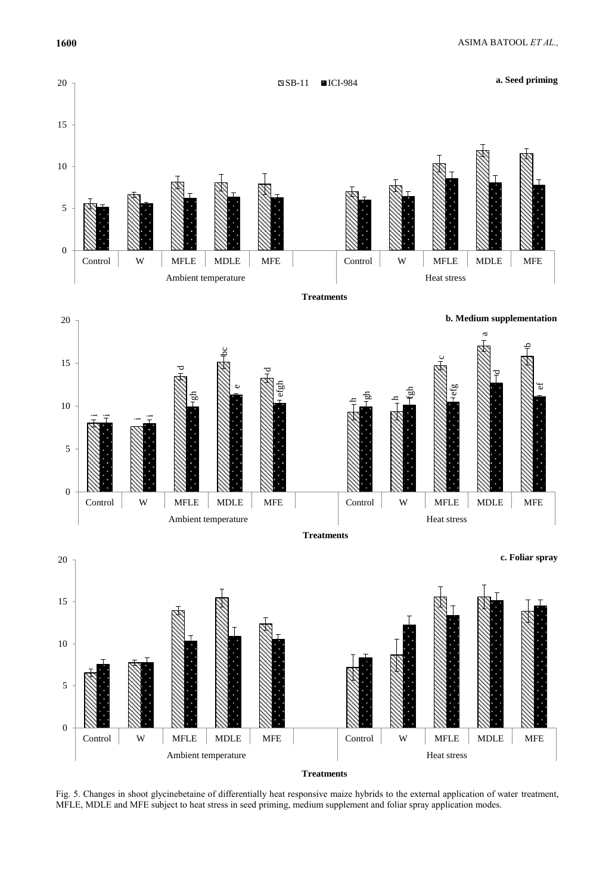Fig. 5. Changes in shoot glycinebetaine of differentially heat responsive maize hybrids to the external application of water treatment, MFLE, MDLE and MFE subject to heat stress in seed priming, medium supplement and foliar spray application modes.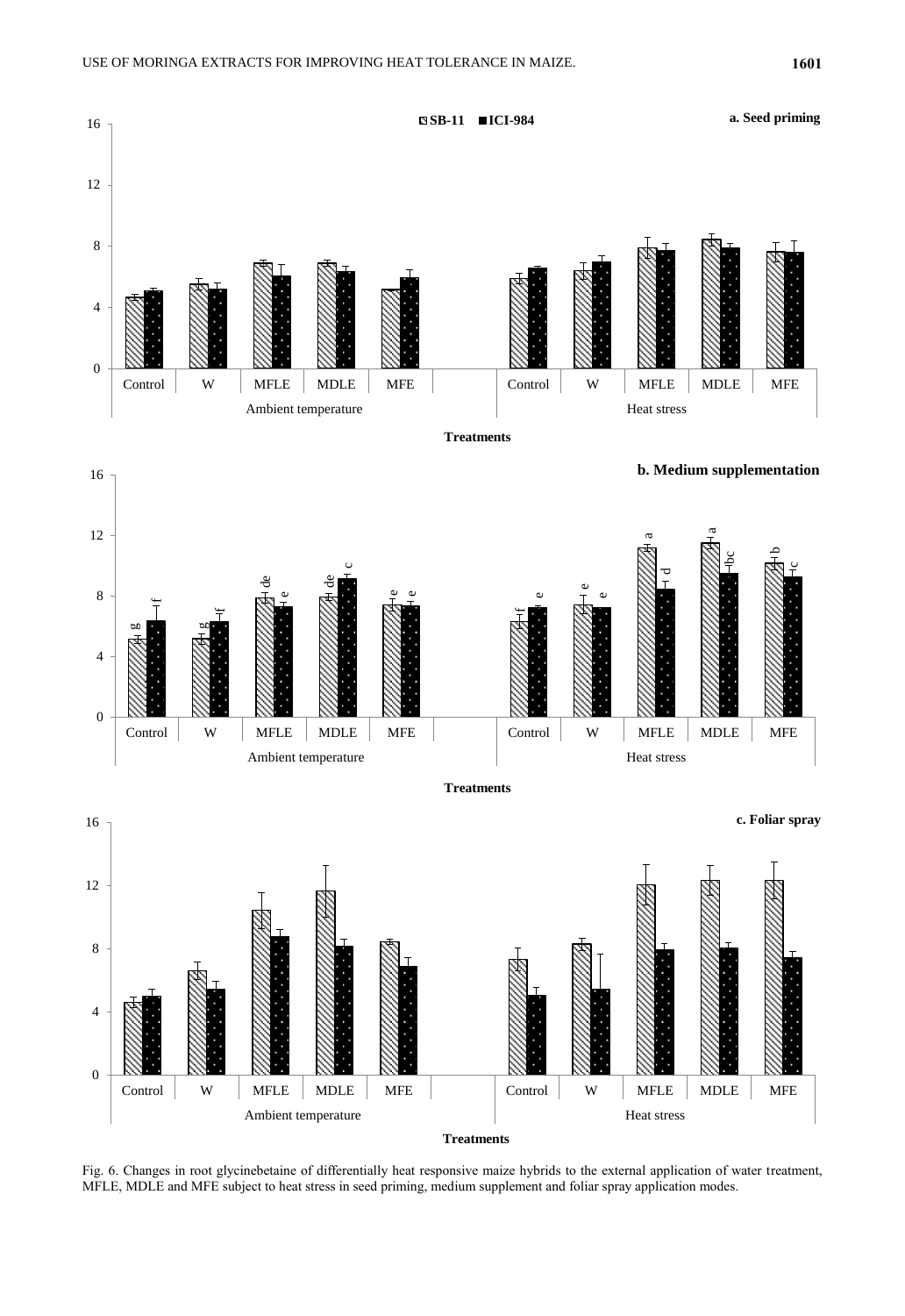Fig. 6. Changes in root glycinebetaine of differentially heat responsive maize hybrids to the external application of water treatment, MFLE, MDLE and MFE subject to heat stress in seed priming, medium supplement and foliar spray application modes.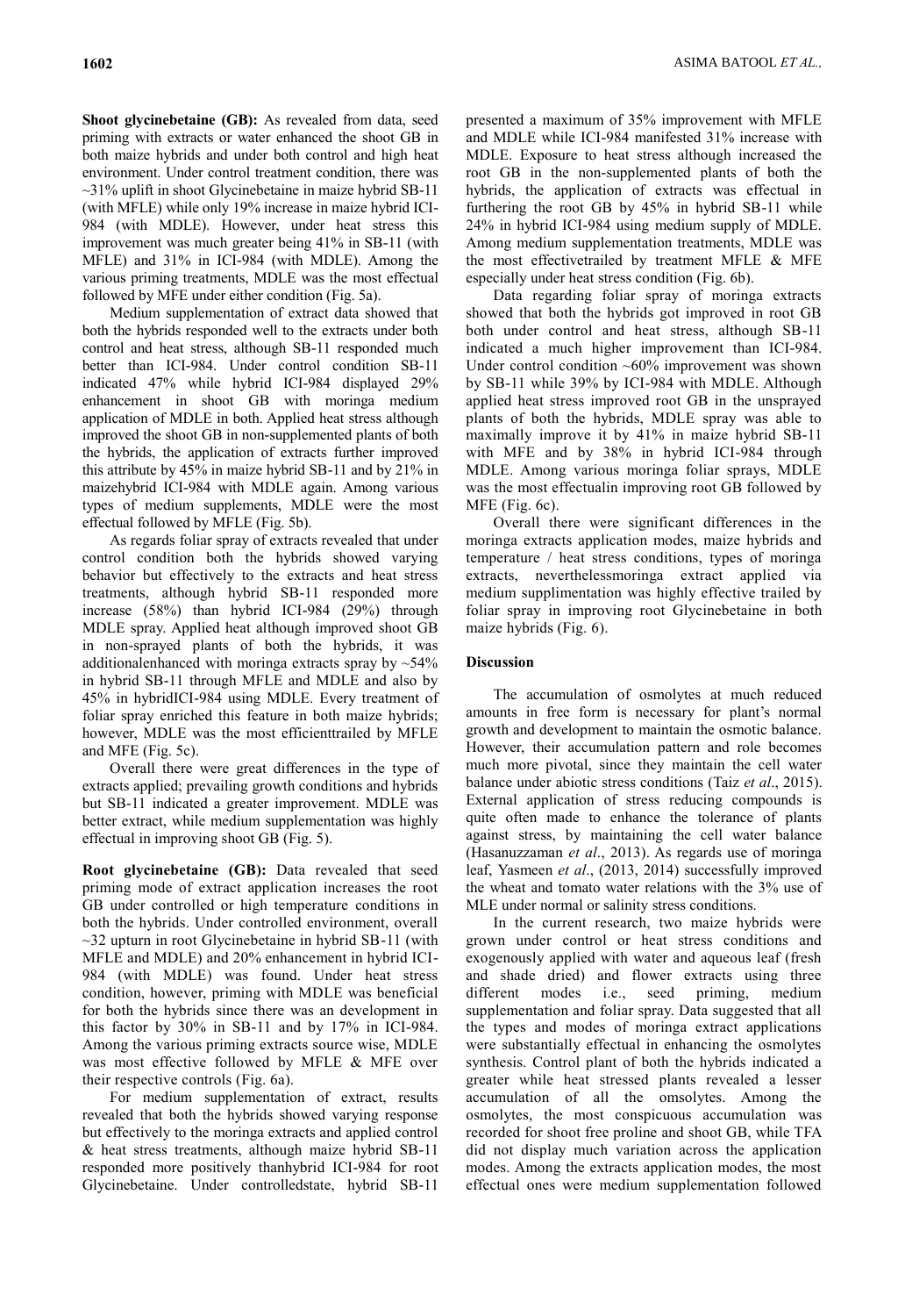**Shoot glycinebetaine (GB):** As revealed from data, seed priming with extracts or water enhanced the shoot GB in both maize hybrids and under both control and high heat environment. Under control treatment condition, there was ~31% uplift in shoot Glycinebetaine in maize hybrid SB-11 (with MFLE) while only 19% increase in maize hybrid ICI-984 (with MDLE). However, under heat stress this improvement was much greater being 41% in SB-11 (with MFLE) and 31% in ICI-984 (with MDLE). Among the various priming treatments, MDLE was the most effectual followed by MFE under either condition (Fig. 5a).

Medium supplementation of extract data showed that both the hybrids responded well to the extracts under both control and heat stress, although SB-11 responded much better than ICI-984. Under control condition SB-11 indicated 47% while hybrid ICI-984 displayed 29% enhancement in shoot GB with moringa medium application of MDLE in both. Applied heat stress although improved the shoot GB in non-supplemented plants of both the hybrids, the application of extracts further improved this attribute by 45% in maize hybrid SB-11 and by 21% in maizehybrid ICI-984 with MDLE again. Among various types of medium supplements, MDLE were the most effectual followed by MFLE (Fig. 5b).

As regards foliar spray of extracts revealed that under control condition both the hybrids showed varying behavior but effectively to the extracts and heat stress treatments, although hybrid SB-11 responded more increase (58%) than hybrid ICI-984 (29%) through MDLE spray. Applied heat although improved shoot GB in non-sprayed plants of both the hybrids, it was additionalenhanced with moringa extracts spray by ~54% in hybrid SB-11 through MFLE and MDLE and also by 45% in hybridICI-984 using MDLE. Every treatment of foliar spray enriched this feature in both maize hybrids; however, MDLE was the most efficienttrailed by MFLE and MFE (Fig. 5c).

Overall there were great differences in the type of extracts applied; prevailing growth conditions and hybrids but SB-11 indicated a greater improvement. MDLE was better extract, while medium supplementation was highly effectual in improving shoot GB (Fig. 5).

**Root glycinebetaine (GB):** Data revealed that seed priming mode of extract application increases the root GB under controlled or high temperature conditions in both the hybrids. Under controlled environment, overall ~32 upturn in root Glycinebetaine in hybrid SB-11 (with MFLE and MDLE) and 20% enhancement in hybrid ICI-984 (with MDLE) was found. Under heat stress condition, however, priming with MDLE was beneficial for both the hybrids since there was an development in this factor by 30% in SB-11 and by 17% in ICI-984. Among the various priming extracts source wise, MDLE was most effective followed by MFLE & MFE over their respective controls (Fig. 6a).

For medium supplementation of extract, results revealed that both the hybrids showed varying response but effectively to the moringa extracts and applied control & heat stress treatments, although maize hybrid SB-11 responded more positively thanhybrid ICI-984 for root Glycinebetaine. Under controlledstate, hybrid SB-11 presented a maximum of 35% improvement with MFLE and MDLE while ICI-984 manifested 31% increase with MDLE. Exposure to heat stress although increased the root GB in the non-supplemented plants of both the hybrids, the application of extracts was effectual in furthering the root GB by 45% in hybrid SB-11 while 24% in hybrid ICI-984 using medium supply of MDLE. Among medium supplementation treatments, MDLE was the most effectivetrailed by treatment MFLE & MFE especially under heat stress condition (Fig. 6b).

Data regarding foliar spray of moringa extracts showed that both the hybrids got improved in root GB both under control and heat stress, although SB-11 indicated a much higher improvement than ICI-984. Under control condition ~60% improvement was shown by SB-11 while 39% by ICI-984 with MDLE. Although applied heat stress improved root GB in the unsprayed plants of both the hybrids, MDLE spray was able to maximally improve it by 41% in maize hybrid SB-11 with MFE and by 38% in hybrid ICI-984 through MDLE. Among various moringa foliar sprays, MDLE was the most effectualin improving root GB followed by MFE (Fig. 6c).

Overall there were significant differences in the moringa extracts application modes, maize hybrids and temperature / heat stress conditions, types of moringa extracts, neverthelessmoringa extract applied via medium supplimentation was highly effective trailed by foliar spray in improving root Glycinebetaine in both maize hybrids (Fig. 6).

## Discussion

The accumulation of osmolytes at much reduced amounts in free form is necessary for plant's normal growth and development to maintain the osmotic balance. However, their accumulation pattern and role becomes much more pivotal, since they maintain the cell water balance under abiotic stress conditions (Taiz *et al*., 2015). External application of stress reducing compounds is quite often made to enhance the tolerance of plants against stress, by maintaining the cell water balance (Hasanuzzaman *et al*., 2013). As regards use of moringa leaf, Yasmeen *et al*., (2013, 2014) successfully improved the wheat and tomato water relations with the 3% use of MLE under normal or salinity stress conditions.

In the current research, two maize hybrids were grown under control or heat stress conditions and exogenously applied with water and aqueous leaf (fresh and shade dried) and flower extracts using three different modes i.e., seed priming, medium supplementation and foliar spray. Data suggested that all the types and modes of moringa extract applications were substantially effectual in enhancing the osmolytes synthesis. Control plant of both the hybrids indicated a greater while heat stressed plants revealed a lesser accumulation of all the omsolytes. Among the osmolytes, the most conspicuous accumulation was recorded for shoot free proline and shoot GB, while TFA did not display much variation across the application modes. Among the extracts application modes, the most effectual ones were medium supplementation followed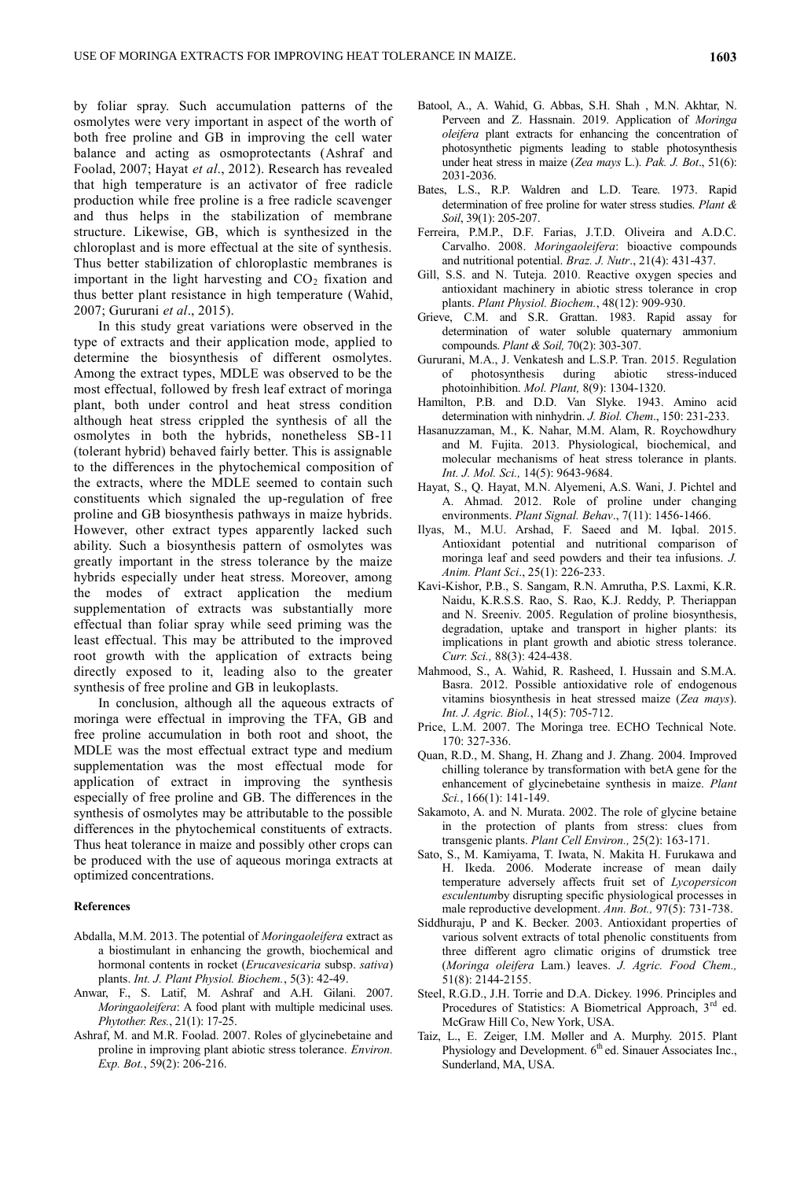by foliar spray. Such accumulation patterns of the osmolytes were very important in aspect of the worth of both free proline and GB in improving the cell water balance and acting as osmoprotectants (Ashraf and Foolad, 2007; Hayat *et al*., 2012). Research has revealed that high temperature is an activator of free radicle production while free proline is a free radicle scavenger and thus helps in the stabilization of membrane structure. Likewise, GB, which is synthesized in the chloroplast and is more effectual at the site of synthesis. Thus better stabilization of chloroplastic membranes is important in the light harvesting and $CO_2$ fixation and thus better plant resistance in high temperature (Wahid, 2007; Gururani *et al*., 2015).

In this study great variations were observed in the type of extracts and their application mode, applied to determine the biosynthesis of different osmolytes. Among the extract types, MDLE was observed to be the most effectual, followed by fresh leaf extract of moringa plant, both under control and heat stress condition although heat stress crippled the synthesis of all the osmolytes in both the hybrids, nonetheless SB-11 (tolerant hybrid) behaved fairly better. This is assignable to the differences in the phytochemical composition of the extracts, where the MDLE seemed to contain such constituents which signaled the up-regulation of free proline and GB biosynthesis pathways in maize hybrids. However, other extract types apparently lacked such ability. Such a biosynthesis pattern of osmolytes was greatly important in the stress tolerance by the maize hybrids especially under heat stress. Moreover, among the modes of extract application the medium supplementation of extracts was substantially more effectual than foliar spray while seed priming was the least effectual. This may be attributed to the improved root growth with the application of extracts being directly exposed to it, leading also to the greater synthesis of free proline and GB in leukoplasts.

In conclusion, although all the aqueous extracts of moringa were effectual in improving the TFA, GB and free proline accumulation in both root and shoot, the MDLE was the most effectual extract type and medium supplementation was the most effectual mode for application of extract in improving the synthesis especially of free proline and GB. The differences in the synthesis of osmolytes may be attributable to the possible differences in the phytochemical constituents of extracts. Thus heat tolerance in maize and possibly other crops can be produced with the use of aqueous moringa extracts at optimized concentrations.

**References**

Abdalla, M.M. 2013. The potential of *Moringaoleifera* extract as a biostimulant in enhancing the growth, biochemical and hormonal contents in rocket (*Erucavesicaria* subsp. *sativa*) plants. *Int. J. Plant Physiol. Biochem.*, 5(3): 42-49.

Anwar, F., S. Latif, M. Ashraf and A.H. Gilani. 2007. *Moringaoleifera*: A food plant with multiple medicinal uses. *Phytother. Res.*, 21(1): 17-25.

Ashraf, M. and M.R. Foolad. 2007. Roles of glycinebetaine and proline in improving plant abiotic stress tolerance. *Environ. Exp. Bot.*, 59(2): 206-216.

Batool, A., A. Wahid, G. Abbas, S.H. Shah , M.N. Akhtar, N. Perveen and Z. Hassnain. 2019. Application of *Moringa oleifera* plant extracts for enhancing the concentration of photosynthetic pigments leading to stable photosynthesis under heat stress in maize (*Zea mays* L.). *Pak. J. Bot*., 51(6): 2031-2036.

Bates, L.S., R.P. Waldren and L.D. Teare. 1973. Rapid determination of free proline for water stress studies. *Plant & Soil*, 39(1): 205-207.

Ferreira, P.M.P., D.F. Farias, J.T.D. Oliveira and A.D.C. Carvalho. 2008. *Moringaoleifera*: bioactive compounds and nutritional potential. *Braz. J. Nutr*., 21(4): 431-437.

Gill, S.S. and N. Tuteja. 2010. Reactive oxygen species and antioxidant machinery in abiotic stress tolerance in crop plants. *Plant Physiol. Biochem.*, 48(12): 909-930.

Grieve, C.M. and S.R. Grattan. 1983. Rapid assay for determination of water soluble quaternary ammonium compounds. *Plant & Soil,* 70(2): 303-307.

Gururani, M.A., J. Venkatesh and L.S.P. Tran. 2015. Regulation of photosynthesis during abiotic stress-induced photoinhibition. *Mol. Plant,* 8(9): 1304-1320.

Hamilton, P.B. and D.D. Van Slyke. 1943. Amino acid determination with ninhydrin. *J. Biol. Chem*., 150: 231-233.

Hasanuzzaman, M., K. Nahar, M.M. Alam, R. Roychowdhury and M. Fujita. 2013. Physiological, biochemical, and molecular mechanisms of heat stress tolerance in plants. *Int. J. Mol. Sci.,* 14(5): 9643-9684.

Hayat, S., Q. Hayat, M.N. Alyemeni, A.S. Wani, J. Pichtel and A. Ahmad. 2012. Role of proline under changing environments. *Plant Signal. Behav*., 7(11): 1456-1466.

Ilyas, M., M.U. Arshad, F. Saeed and M. Iqbal. 2015. Antioxidant potential and nutritional comparison of moringa leaf and seed powders and their tea infusions. *J. Anim. Plant Sci*., 25(1): 226-233.

Kavi-Kishor, P.B., S. Sangam, R.N. Amrutha, P.S. Laxmi, K.R. Naidu, K.R.S.S. Rao, S. Rao, K.J. Reddy, P. Theriappan and N. Sreeniv. 2005. Regulation of proline biosynthesis, degradation, uptake and transport in higher plants: its implications in plant growth and abiotic stress tolerance. *Curr. Sci.,* 88(3): 424-438.

Mahmood, S., A. Wahid, R. Rasheed, I. Hussain and S.M.A. Basra. 2012. Possible antioxidative role of endogenous vitamins biosynthesis in heat stressed maize (*Zea mays*). *Int. J. Agric. Biol.*, 14(5): 705-712.

Price, L.M. 2007. The Moringa tree. ECHO Technical Note. 170: 327-336.

Quan, R.D., M. Shang, H. Zhang and J. Zhang. 2004. Improved chilling tolerance by transformation with betA gene for the enhancement of glycinebetaine synthesis in maize. *Plant Sci.*, 166(1): 141-149.

Sakamoto, A. and N. Murata. 2002. The role of glycine betaine in the protection of plants from stress: clues from transgenic plants. *Plant Cell Environ.,* 25(2): 163-171.

Sato, S., M. Kamiyama, T. Iwata, N. Makita H. Furukawa and H. Ikeda. 2006. Moderate increase of mean daily temperature adversely affects fruit set of *Lycopersicon esculentum*by disrupting specific physiological processes in male reproductive development. *Ann. Bot.,* 97(5): 731-738.

Siddhuraju, P and K. Becker. 2003. Antioxidant properties of various solvent extracts of total phenolic constituents from three different agro climatic origins of drumstick tree (*Moringa oleifera* Lam.) leaves. *J. Agric. Food Chem.,* 51(8): 2144-2155.

Steel, R.G.D., J.H. Torrie and D.A. Dickey. 1996. Principles and Procedures of Statistics: A Biometrical Approach, 3rd ed. McGraw Hill Co, New York, USA.

Taiz, L., E. Zeiger, I.M. Møller and A. Murphy. 2015. Plant Physiology and Development. 6th ed. Sinauer Associates Inc., Sunderland, MA, USA.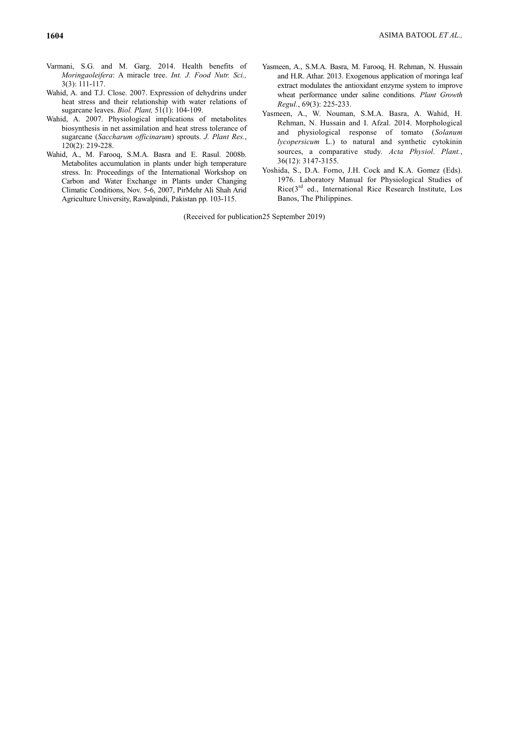Varmani, S.G. and M. Garg. 2014. Health benefits of *Moringaoleifera*: A miracle tree. *Int. J. Food Nutr. Sci.,* 3(3): 111-117.

Wahid, A. and T.J. Close. 2007. Expression of dehydrins under heat stress and their relationship with water relations of sugarcane leaves. *Biol. Plant,* 51(1): 104-109.

Wahid, A. 2007. Physiological implications of metabolites biosynthesis in net assimilation and heat stress tolerance of sugarcane (*Saccharum officinarum*) sprouts. *J. Plant Res.*, 120(2): 219-228.

Wahid, A., M. Farooq, S.M.A. Basra and E. Rasul. 2008b. Metabolites accumulation in plants under high temperature stress. In: Proceedings of the International Workshop on Carbon and Water Exchange in Plants under Changing Climatic Conditions, Nov. 5-6, 2007, PirMehr Ali Shah Arid Agriculture University, Rawalpindi, Pakistan pp. 103-115.

Yasmeen, A., S.M.A. Basra, M. Farooq, H. Rehman, N. Hussain and H.R. Athar. 2013. Exogenous application of moringa leaf extract modulates the antioxidant enzyme system to improve wheat performance under saline conditions. *Plant Growth Regul.*, 69(3): 225-233.

Yasmeen, A., W. Nouman, S.M.A. Basra, A. Wahid, H. Rehman, N. Hussain and I. Afzal. 2014. Morphological and physiological response of tomato (*Solanum lycopersicum* L.) to natural and synthetic cytokinin sources, a comparative study. *Acta Physiol. Plant.*, 36(12): 3147-3155.

Yoshida, S., D.A. Forno, J.H. Cock and K.A. Gomez (Eds). 1976. Laboratory Manual for Physiological Studies of Rice(3rd ed., International Rice Research Institute, Los Banos, The Philippines.

(Received for publication25 September 2019)